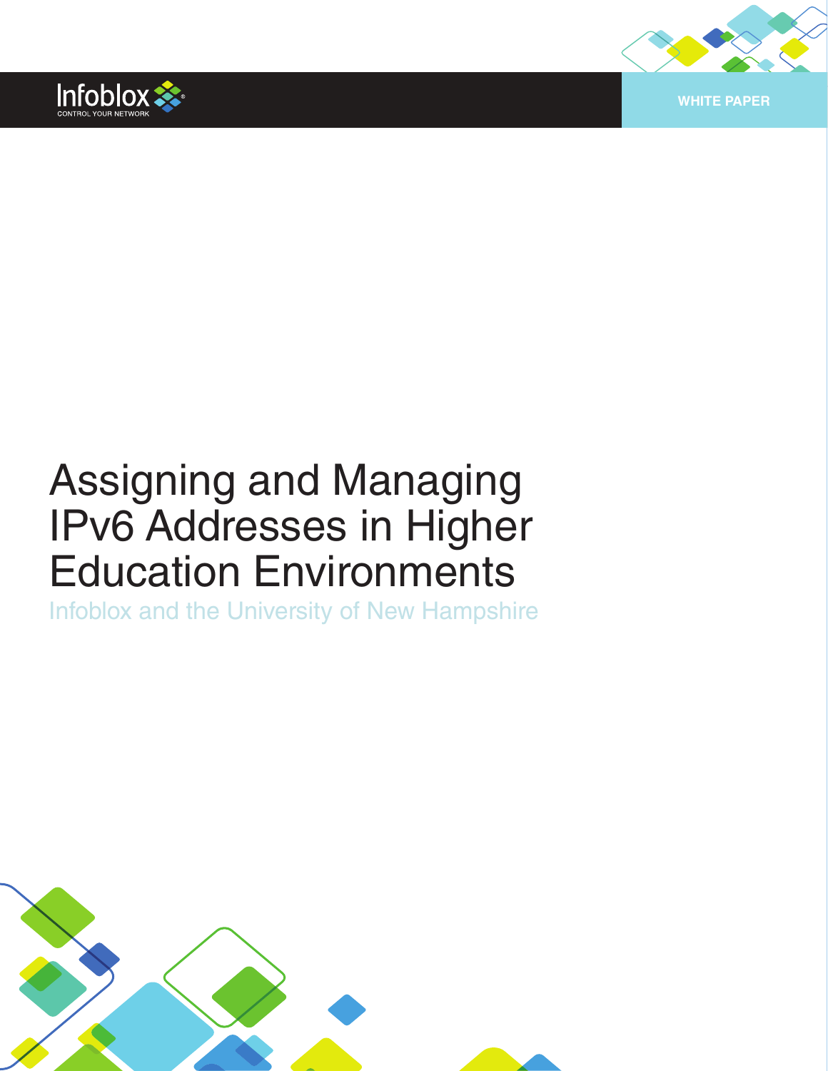Infoblox
CONTROL YOUR NETWORK

WHITE PAPER

# Assigning and Managing IPv6 Addresses in Higher Education Environments

## Infoblox and the University of New Hampshire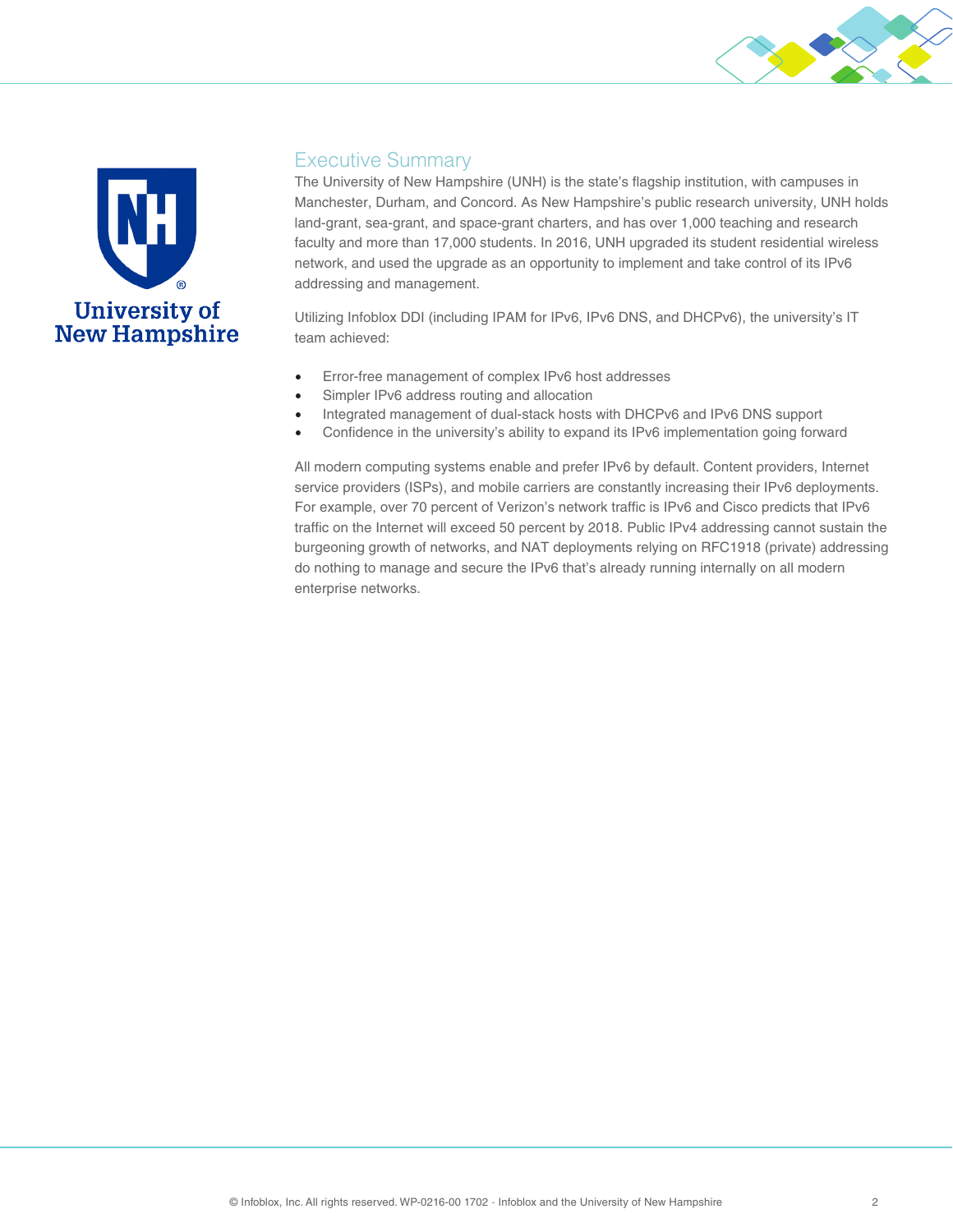## Executive Summary

The University of New Hampshire (UNH) is the state's flagship institution, with campuses in Manchester, Durham, and Concord. As New Hampshire's public research university, UNH holds land-grant, sea-grant, and space-grant charters, and has over 1,000 teaching and research faculty and more than 17,000 students. In 2016, UNH upgraded its student residential wireless network, and used the upgrade as an opportunity to implement and take control of its IPv6 addressing and management.

Utilizing Infoblox DDI (including IPAM for IPv6, IPv6 DNS, and DHCPv6), the university's IT team achieved:

- Error-free management of complex IPv6 host addresses
- Simpler IPv6 address routing and allocation
- Integrated management of dual-stack hosts with DHCPv6 and IPv6 DNS support
- Confidence in the university's ability to expand its IPv6 implementation going forward

All modern computing systems enable and prefer IPv6 by default. Content providers, Internet service providers (ISPs), and mobile carriers are constantly increasing their IPv6 deployments. For example, over 70 percent of Verizon's network traffic is IPv6 and Cisco predicts that IPv6 traffic on the Internet will exceed 50 percent by 2018. Public IPv4 addressing cannot sustain the burgeoning growth of networks, and NAT deployments relying on RFC1918 (private) addressing do nothing to manage and secure the IPv6 that's already running internally on all modern enterprise networks.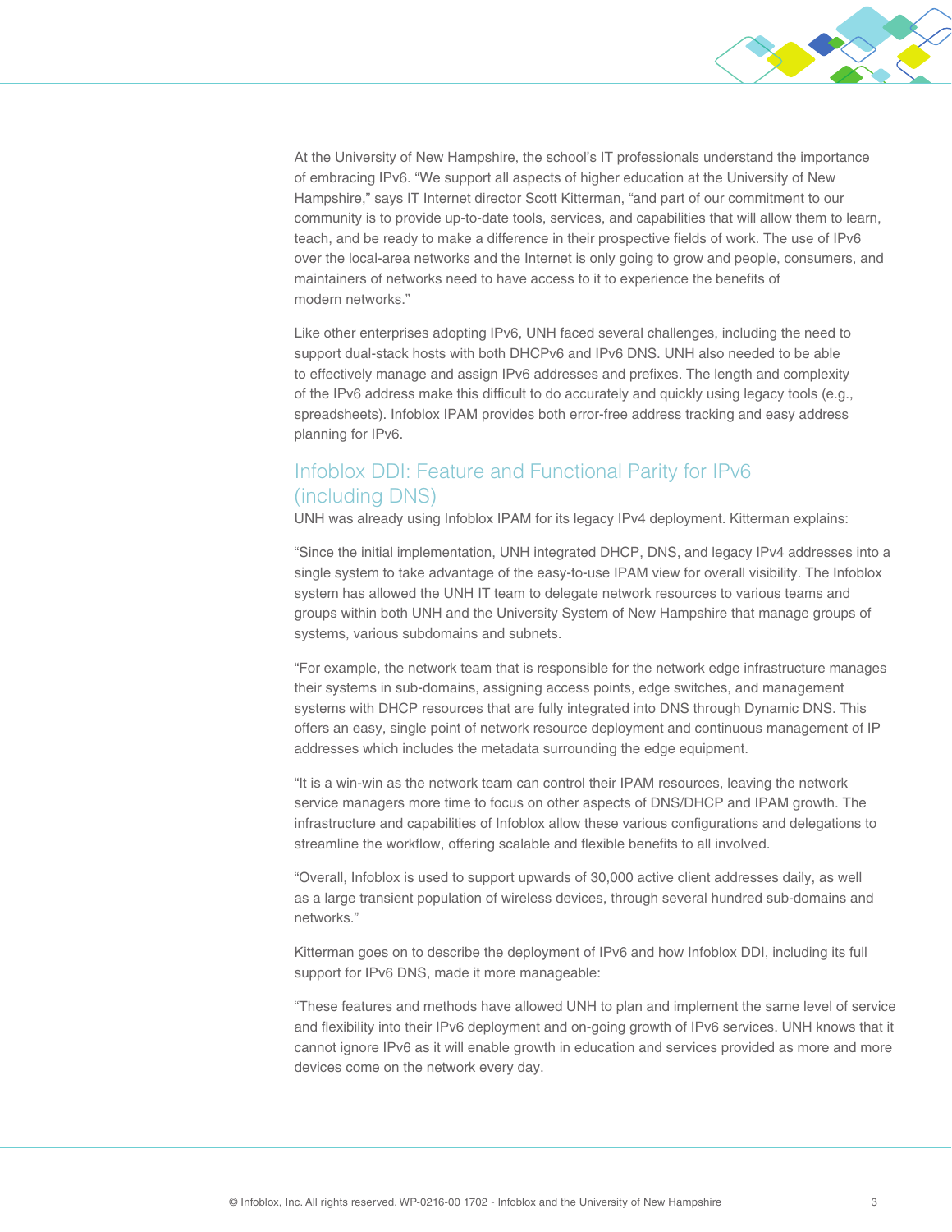At the University of New Hampshire, the school's IT professionals understand the importance of embracing IPv6. "We support all aspects of higher education at the University of New Hampshire," says IT Internet director Scott Kitterman, "and part of our commitment to our community is to provide up-to-date tools, services, and capabilities that will allow them to learn, teach, and be ready to make a difference in their prospective fields of work. The use of IPv6 over the local-area networks and the Internet is only going to grow and people, consumers, and maintainers of networks need to have access to it to experience the benefits of modern networks."

Like other enterprises adopting IPv6, UNH faced several challenges, including the need to support dual-stack hosts with both DHCPv6 and IPv6 DNS. UNH also needed to be able to effectively manage and assign IPv6 addresses and prefixes. The length and complexity of the IPv6 address make this difficult to do accurately and quickly using legacy tools (e.g., spreadsheets). Infoblox IPAM provides both error-free address tracking and easy address planning for IPv6.

## Infoblox DDI: Feature and Functional Parity for IPv6 (including DNS)

UNH was already using Infoblox IPAM for its legacy IPv4 deployment. Kitterman explains:

"Since the initial implementation, UNH integrated DHCP, DNS, and legacy IPv4 addresses into a single system to take advantage of the easy-to-use IPAM view for overall visibility. The Infoblox system has allowed the UNH IT team to delegate network resources to various teams and groups within both UNH and the University System of New Hampshire that manage groups of systems, various subdomains and subnets.

"For example, the network team that is responsible for the network edge infrastructure manages their systems in sub-domains, assigning access points, edge switches, and management systems with DHCP resources that are fully integrated into DNS through Dynamic DNS. This offers an easy, single point of network resource deployment and continuous management of IP addresses which includes the metadata surrounding the edge equipment.

"It is a win-win as the network team can control their IPAM resources, leaving the network service managers more time to focus on other aspects of DNS/DHCP and IPAM growth. The infrastructure and capabilities of Infoblox allow these various configurations and delegations to streamline the workflow, offering scalable and flexible benefits to all involved.

"Overall, Infoblox is used to support upwards of 30,000 active client addresses daily, as well as a large transient population of wireless devices, through several hundred sub-domains and networks."

Kitterman goes on to describe the deployment of IPv6 and how Infoblox DDI, including its full support for IPv6 DNS, made it more manageable:

"These features and methods have allowed UNH to plan and implement the same level of service and flexibility into their IPv6 deployment and on-going growth of IPv6 services. UNH knows that it cannot ignore IPv6 as it will enable growth in education and services provided as more and more devices come on the network every day.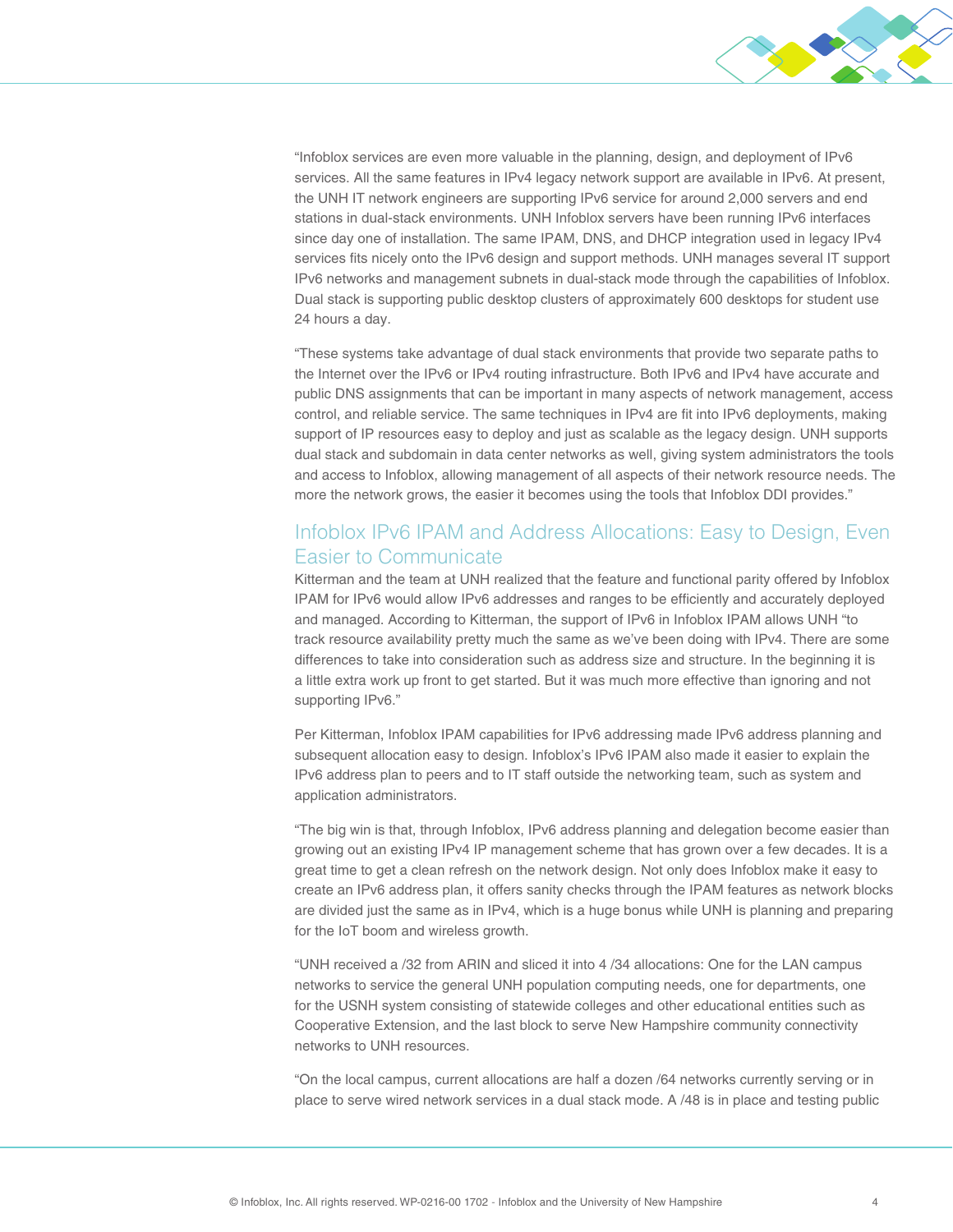"Infoblox services are even more valuable in the planning, design, and deployment of IPv6 services. All the same features in IPv4 legacy network support are available in IPv6. At present, the UNH IT network engineers are supporting IPv6 service for around 2,000 servers and end stations in dual-stack environments. UNH Infoblox servers have been running IPv6 interfaces since day one of installation. The same IPAM, DNS, and DHCP integration used in legacy IPv4 services fits nicely onto the IPv6 design and support methods. UNH manages several IT support IPv6 networks and management subnets in dual-stack mode through the capabilities of Infoblox. Dual stack is supporting public desktop clusters of approximately 600 desktops for student use 24 hours a day.

"These systems take advantage of dual stack environments that provide two separate paths to the Internet over the IPv6 or IPv4 routing infrastructure. Both IPv6 and IPv4 have accurate and public DNS assignments that can be important in many aspects of network management, access control, and reliable service. The same techniques in IPv4 are fit into IPv6 deployments, making support of IP resources easy to deploy and just as scalable as the legacy design. UNH supports dual stack and subdomain in data center networks as well, giving system administrators the tools and access to Infoblox, allowing management of all aspects of their network resource needs. The more the network grows, the easier it becomes using the tools that Infoblox DDI provides."

## Infoblox IPv6 IPAM and Address Allocations: Easy to Design, Even Easier to Communicate

Kitterman and the team at UNH realized that the feature and functional parity offered by Infoblox IPAM for IPv6 would allow IPv6 addresses and ranges to be efficiently and accurately deployed and managed. According to Kitterman, the support of IPv6 in Infoblox IPAM allows UNH "to track resource availability pretty much the same as we've been doing with IPv4. There are some differences to take into consideration such as address size and structure. In the beginning it is a little extra work up front to get started. But it was much more effective than ignoring and not supporting IPv6."

Per Kitterman, Infoblox IPAM capabilities for IPv6 addressing made IPv6 address planning and subsequent allocation easy to design. Infoblox's IPv6 IPAM also made it easier to explain the IPv6 address plan to peers and to IT staff outside the networking team, such as system and application administrators.

"The big win is that, through Infoblox, IPv6 address planning and delegation become easier than growing out an existing IPv4 IP management scheme that has grown over a few decades. It is a great time to get a clean refresh on the network design. Not only does Infoblox make it easy to create an IPv6 address plan, it offers sanity checks through the IPAM features as network blocks are divided just the same as in IPv4, which is a huge bonus while UNH is planning and preparing for the IoT boom and wireless growth.

"UNH received a /32 from ARIN and sliced it into 4 /34 allocations: One for the LAN campus networks to service the general UNH population computing needs, one for departments, one for the USNH system consisting of statewide colleges and other educational entities such as Cooperative Extension, and the last block to serve New Hampshire community connectivity networks to UNH resources.

"On the local campus, current allocations are half a dozen /64 networks currently serving or in place to serve wired network services in a dual stack mode. A /48 is in place and testing public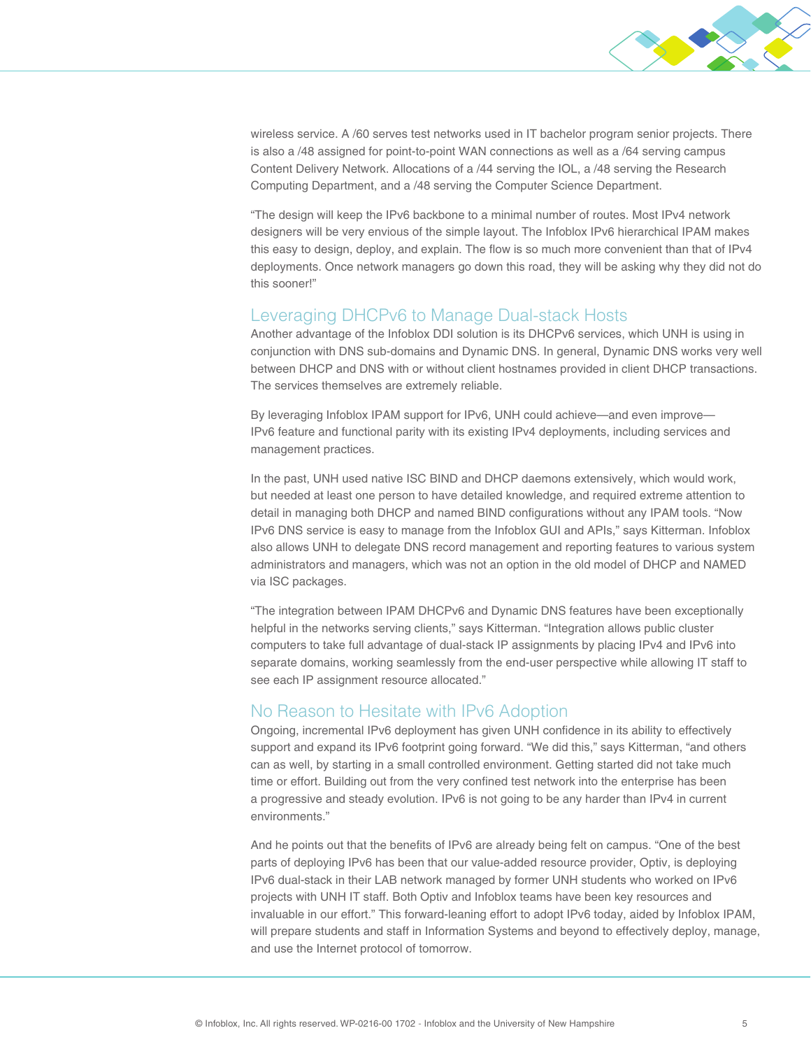wireless service. A /60 serves test networks used in IT bachelor program senior projects. There is also a /48 assigned for point-to-point WAN connections as well as a /64 serving campus Content Delivery Network. Allocations of a /44 serving the IOL, a /48 serving the Research Computing Department, and a /48 serving the Computer Science Department.

"The design will keep the IPv6 backbone to a minimal number of routes. Most IPv4 network designers will be very envious of the simple layout. The Infoblox IPv6 hierarchical IPAM makes this easy to design, deploy, and explain. The flow is so much more convenient than that of IPv4 deployments. Once network managers go down this road, they will be asking why they did not do this sooner!"

## Leveraging DHCPv6 to Manage Dual-stack Hosts

Another advantage of the Infoblox DDI solution is its DHCPv6 services, which UNH is using in conjunction with DNS sub-domains and Dynamic DNS. In general, Dynamic DNS works very well between DHCP and DNS with or without client hostnames provided in client DHCP transactions. The services themselves are extremely reliable.

By leveraging Infoblox IPAM support for IPv6, UNH could achieve—and even improve—IPv6 feature and functional parity with its existing IPv4 deployments, including services and management practices.

In the past, UNH used native ISC BIND and DHCP daemons extensively, which would work, but needed at least one person to have detailed knowledge, and required extreme attention to detail in managing both DHCP and named BIND configurations without any IPAM tools. "Now IPv6 DNS service is easy to manage from the Infoblox GUI and APIs," says Kitterman. Infoblox also allows UNH to delegate DNS record management and reporting features to various system administrators and managers, which was not an option in the old model of DHCP and NAMED via ISC packages.

"The integration between IPAM DHCPv6 and Dynamic DNS features have been exceptionally helpful in the networks serving clients," says Kitterman. "Integration allows public cluster computers to take full advantage of dual-stack IP assignments by placing IPv4 and IPv6 into separate domains, working seamlessly from the end-user perspective while allowing IT staff to see each IP assignment resource allocated."

## No Reason to Hesitate with IPv6 Adoption

Ongoing, incremental IPv6 deployment has given UNH confidence in its ability to effectively support and expand its IPv6 footprint going forward. "We did this," says Kitterman, "and others can as well, by starting in a small controlled environment. Getting started did not take much time or effort. Building out from the very confined test network into the enterprise has been a progressive and steady evolution. IPv6 is not going to be any harder than IPv4 in current environments."

And he points out that the benefits of IPv6 are already being felt on campus. "One of the best parts of deploying IPv6 has been that our value-added resource provider, Optiv, is deploying IPv6 dual-stack in their LAB network managed by former UNH students who worked on IPv6 projects with UNH IT staff. Both Optiv and Infoblox teams have been key resources and invaluable in our effort." This forward-leaning effort to adopt IPv6 today, aided by Infoblox IPAM, will prepare students and staff in Information Systems and beyond to effectively deploy, manage, and use the Internet protocol of tomorrow.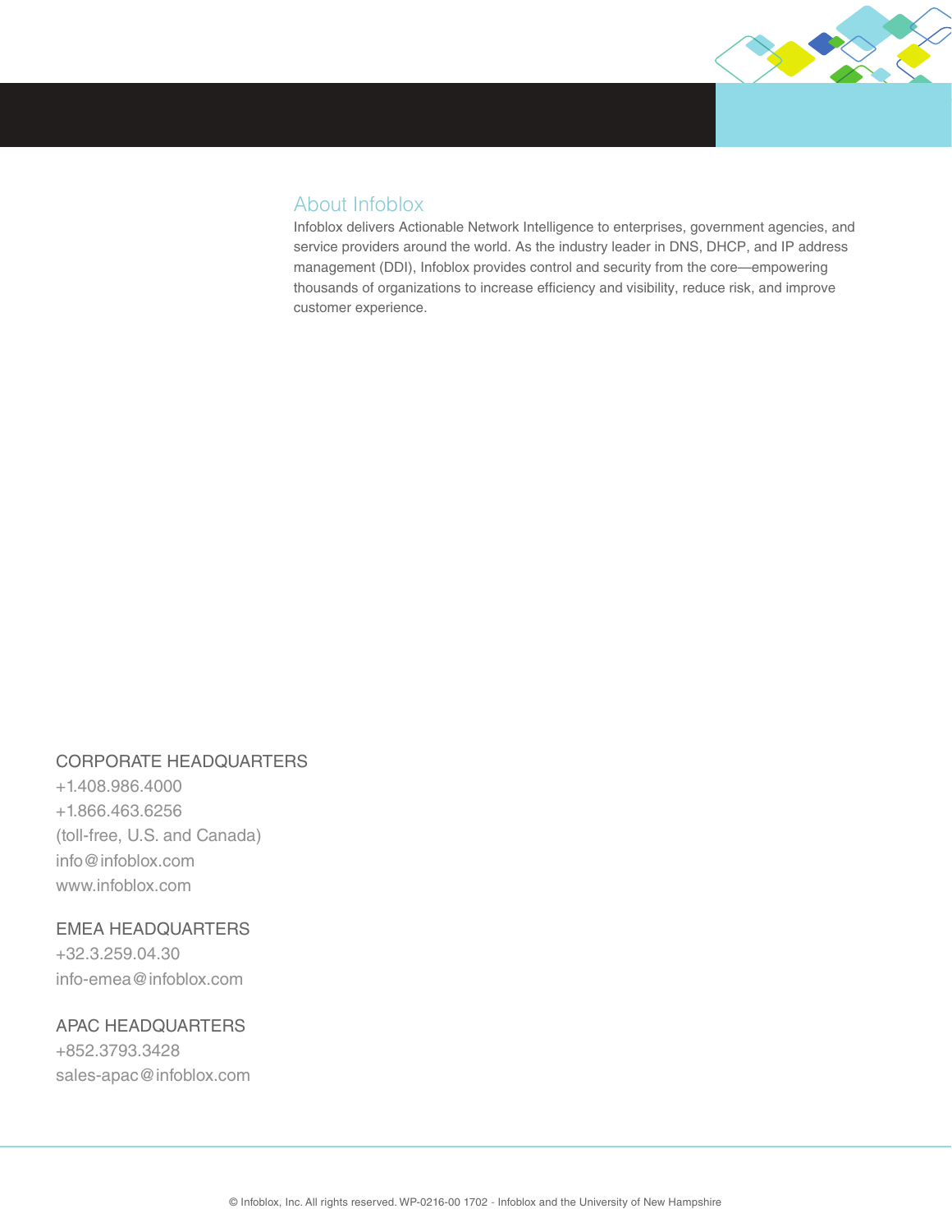## About Infoblox

Infoblox delivers Actionable Network Intelligence to enterprises, government agencies, and service providers around the world. As the industry leader in DNS, DHCP, and IP address management (DDI), Infoblox provides control and security from the core—empowering thousands of organizations to increase efficiency and visibility, reduce risk, and improve customer experience.

CORPORATE HEADQUARTERS
+1.408.986.4000
+1.866.463.6256
(toll-free, U.S. and Canada)
info@infoblox.com
www.infoblox.com

EMEA HEADQUARTERS
+32.3.259.04.30
info-emea@infoblox.com

APAC HEADQUARTERS
+852.3793.3428
sales-apac@infoblox.com

© Infoblox, Inc. All rights reserved. WP-0216-00 1702 - Infoblox and the University of New Hampshire